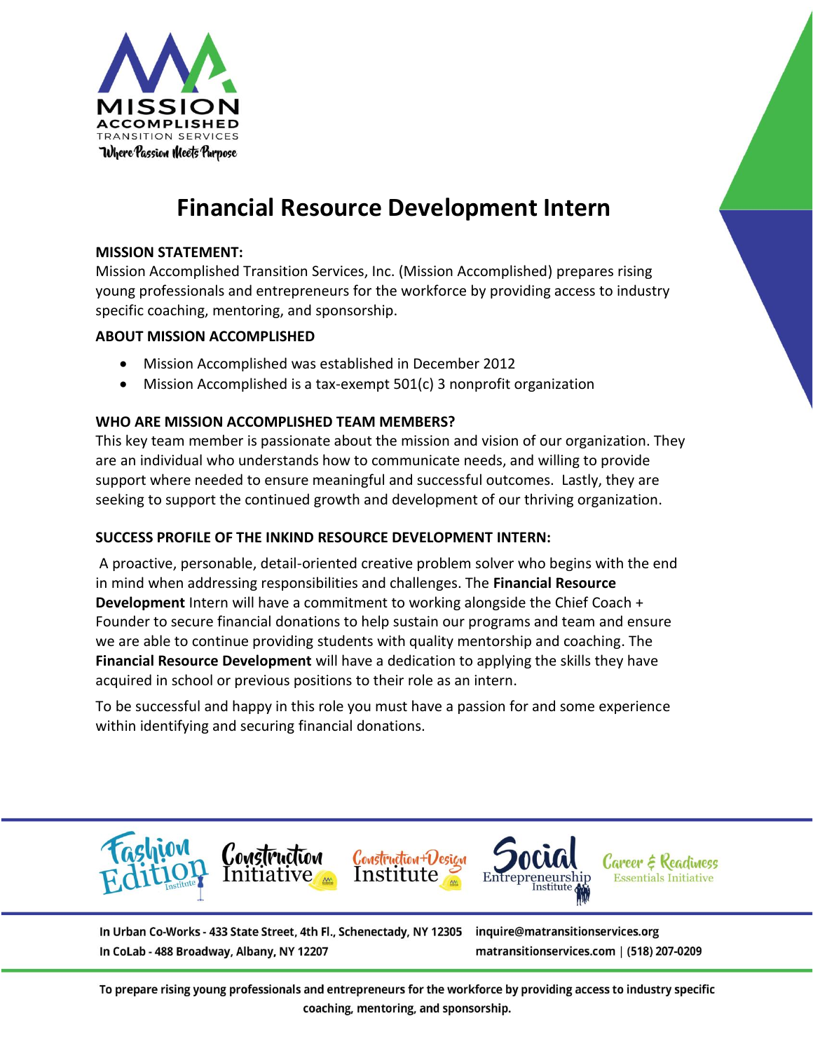# Financial Resource Development Intern

**MISSION STATEMENT:**
Mission Accomplished Transition Services, Inc. (Mission Accomplished) prepares rising young professionals and entrepreneurs for the workforce by providing access to industry specific coaching, mentoring, and sponsorship.

**ABOUT MISSION ACCOMPLISHED**

- Mission Accomplished was established in December 2012
- Mission Accomplished is a tax-exempt 501(c) 3 nonprofit organization

**WHO ARE MISSION ACCOMPLISHED TEAM MEMBERS?**
This key team member is passionate about the mission and vision of our organization. They are an individual who understands how to communicate needs, and willing to provide support where needed to ensure meaningful and successful outcomes. Lastly, they are seeking to support the continued growth and development of our thriving organization.

**SUCCESS PROFILE OF THE INKIND RESOURCE DEVELOPMENT INTERN:**

A proactive, personable, detail-oriented creative problem solver who begins with the end in mind when addressing responsibilities and challenges. The **Financial Resource Development** Intern will have a commitment to working alongside the Chief Coach + Founder to secure financial donations to help sustain our programs and team and ensure we are able to continue providing students with quality mentorship and coaching. The **Financial Resource Development** will have a dedication to applying the skills they have acquired in school or previous positions to their role as an intern.

To be successful and happy in this role you must have a passion for and some experience within identifying and securing financial donations.

In Urban Co-Works - 433 State Street, 4th Fl., Schenectady, NY 12305
In CoLab - 488 Broadway, Albany, NY 12207

inquire@matransitionservices.org
matransitionservices.com | (518) 207-0209

**To prepare rising young professionals and entrepreneurs for the workforce by providing access to industry specific coaching, mentoring, and sponsorship.**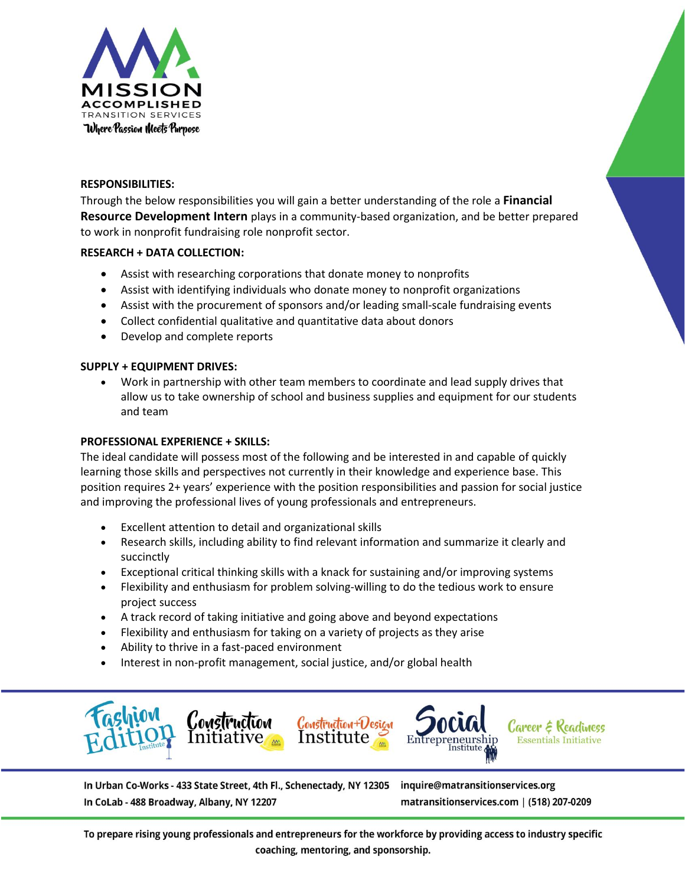**RESPONSIBILITIES:**

Through the below responsibilities you will gain a better understanding of the role a **Financial Resource Development Intern** plays in a community-based organization, and be better prepared to work in nonprofit fundraising role nonprofit sector.

**RESEARCH + DATA COLLECTION:**

- Assist with researching corporations that donate money to nonprofits
- Assist with identifying individuals who donate money to nonprofit organizations
- Assist with the procurement of sponsors and/or leading small-scale fundraising events
- Collect confidential qualitative and quantitative data about donors
- Develop and complete reports

**SUPPLY + EQUIPMENT DRIVES:**

- Work in partnership with other team members to coordinate and lead supply drives that allow us to take ownership of school and business supplies and equipment for our students and team

**PROFESSIONAL EXPERIENCE + SKILLS:**

The ideal candidate will possess most of the following and be interested in and capable of quickly learning those skills and perspectives not currently in their knowledge and experience base. This position requires 2+ years' experience with the position responsibilities and passion for social justice and improving the professional lives of young professionals and entrepreneurs.

- Excellent attention to detail and organizational skills
- Research skills, including ability to find relevant information and summarize it clearly and succinctly
- Exceptional critical thinking skills with a knack for sustaining and/or improving systems
- Flexibility and enthusiasm for problem solving-willing to do the tedious work to ensure project success
- A track record of taking initiative and going above and beyond expectations
- Flexibility and enthusiasm for taking on a variety of projects as they arise
- Ability to thrive in a fast-paced environment
- Interest in non-profit management, social justice, and/or global health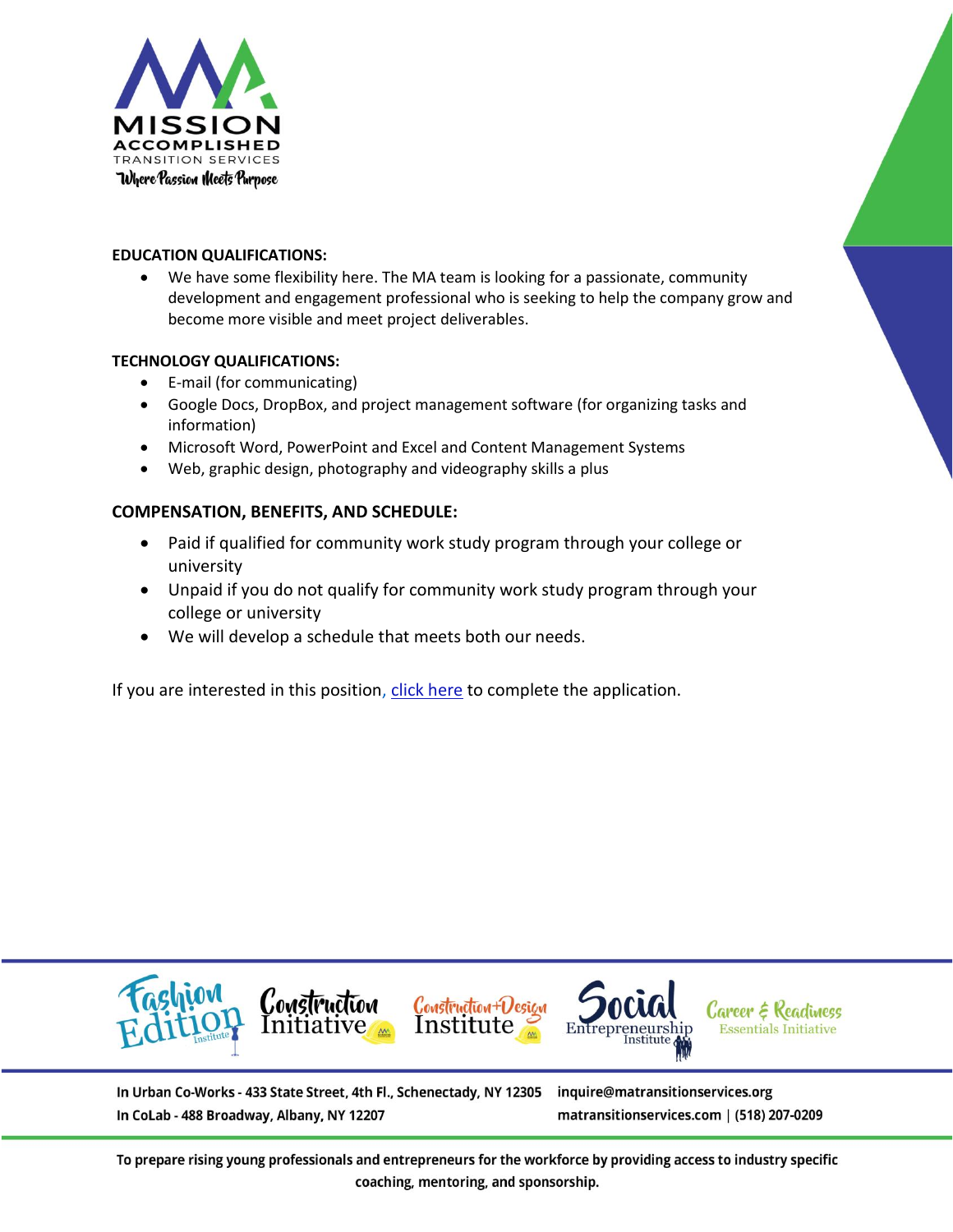**EDUCATION QUALIFICATIONS:**

- We have some flexibility here. The MA team is looking for a passionate, community development and engagement professional who is seeking to help the company grow and become more visible and meet project deliverables.

**TECHNOLOGY QUALIFICATIONS:**

- E-mail (for communicating)
- Google Docs, DropBox, and project management software (for organizing tasks and information)
- Microsoft Word, PowerPoint and Excel and Content Management Systems
- Web, graphic design, photography and videography skills a plus

**COMPENSATION, BENEFITS, AND SCHEDULE:**

- Paid if qualified for community work study program through your college or university
- Unpaid if you do not qualify for community work study program through your college or university
- We will develop a schedule that meets both our needs.

If you are interested in this position, click here to complete the application.